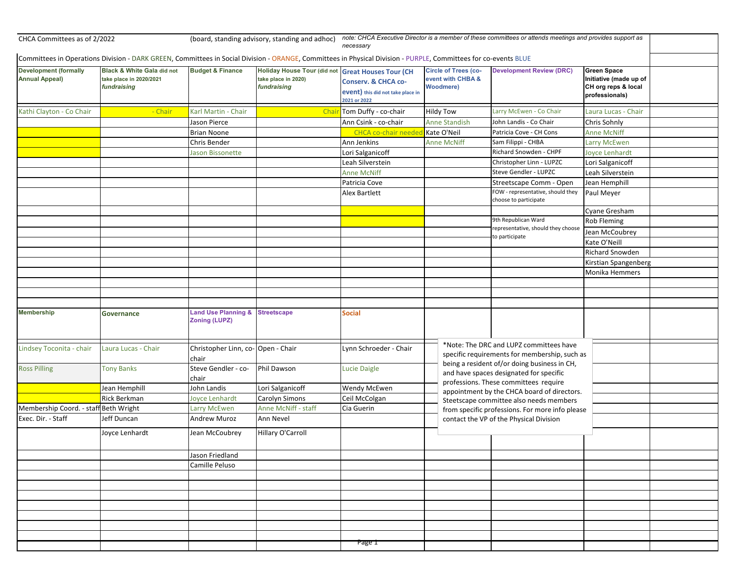CHCA Committees as of 2/2022 (board, standing advisory, standing and adhoc) *note: CHCA Executive Director is a member of these committees or attends meetings and provides support as necessary*

Committees in Operations Division - DARK GREEN, Committees in Social Division - ORANGE, Committees in Physical Division - PURPLE, Committees for co-events BLUE

| Development (formally Annual Appeal) | Black & White Gala did not take place in 2020/2021 *fundraising* | Budget & Finance | Holiday House Tour (did not take place in 2020) *fundraising* | Great Houses Tour (CH Conserv. & CHCA co-event) this did not take place in 2021 or 2022 | Circle of Trees (co-event with CHBA & Woodmere) | Development Review (DRC) | Green Space Initiative (made up of CH org reps & local professionals) |
|---|---|---|---|---|---|---|---|
| Kathi Clayton - Co Chair | - Chair | Karl Martin - Chair | Chair | Tom Duffy - co-chair | Hildy Tow | Larry McEwen - Co Chair | Laura Lucas - Chair |
| | | Jason Pierce | | Ann Csink - co-chair | Anne Standish | John Landis - Co Chair | Chris Sohnly |
| | | Brian Noone | | CHCA co-chair needed | Kate O'Neil | Patricia Cove - CH Cons | Anne McNiff |
| | | Chris Bender | | Ann Jenkins | Anne McNiff | Sam Filippi - CHBA | Larry McEwen |
| | | Jason Bissonette | | Lori Salganicoff | | Richard Snowden - CHPF | Joyce Lenhardt |
| | | | | Leah Silverstein | | Christopher Linn - LUPZC | Lori Salganicoff |
| | | | | Anne McNiff | | Steve Gendler - LUPZC | Leah Silverstein |
| | | | | Patricia Cove | | Streetscape Comm - Open | Jean Hemphill |
| | | | | Alex Bartlett | | FOW - representative, should they choose to participate | Paul Meyer |
| | | | | | | | Cyane Gresham |
| | | | | | | 9th Republican Ward representative, should they choose to participate | Rob Fleming |
| | | | | | | | Jean McCoubrey |
| | | | | | | | Kate O'Neill |
| | | | | | | | Richard Snowden |
| | | | | | | | Kirstian Spangenberg |
| | | | | | | | Monika Hemmers |

| Membership | Governance | Land Use Planning & Zoning (LUPZ) | Streetscape | Social |
|---|---|---|---|---|
| Lindsey Toconita - chair | Laura Lucas - Chair | Christopher Linn, co-chair | Open - Chair | Lynn Schroeder - Chair |
| Ross Pilling | Tony Banks | Steve Gendler - co-chair | Phil Dawson | Lucie Daigle |
| | Jean Hemphill | John Landis | Lori Salganicoff | Wendy McEwen |
| | Rick Berkman | Joyce Lenhardt | Carolyn Simons | Ceil McColgan |
| Membership Coord. - staff | Beth Wright | Larry McEwen | Anne McNiff - staff | Cia Guerin |
| Exec. Dir. - Staff | Jeff Duncan | Andrew Muroz | Ann Nevel | |
| | Joyce Lenhardt | Jean McCoubrey | Hillary O'Carroll | |
| | | Jason Friedland | | |
| | | Camille Peluso | | |

*Note: The DRC and LUPZ committees have specific requirements for membership, such as being a resident of/or doing business in CH, and have spaces designated for specific professions. These committees require appointment by the CHCA board of directors. Steetscape committee also needs members from specific professions. For more info please contact the VP of the Physical Division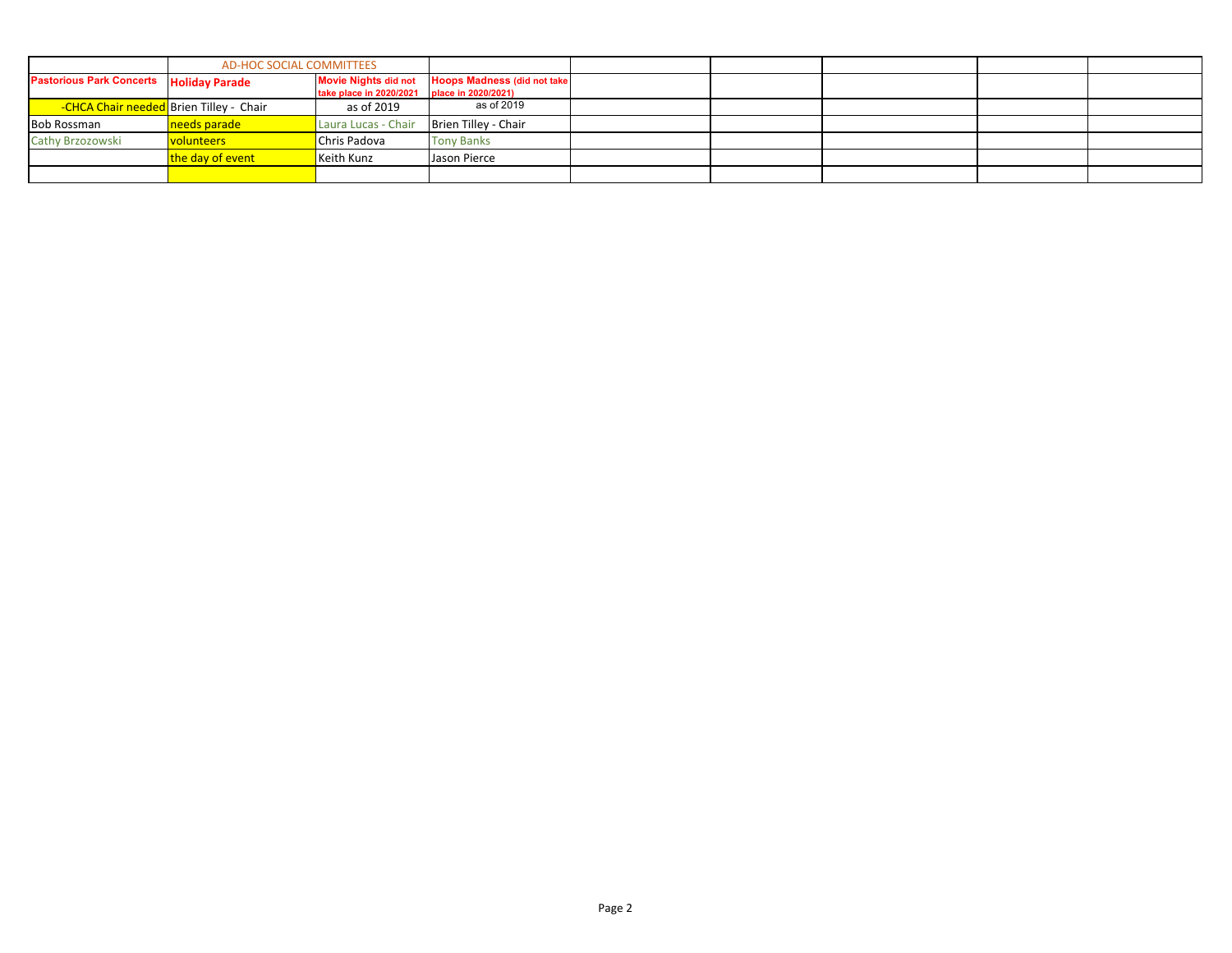| | | | | | | | | |
|---|---|---|---|---|---|---|---|---|
| | AD-HOC SOCIAL COMMITTEES | | | | | | | |
| **Pastorious Park Concerts** | **Holiday Parade** | **Movie Nights did not take place in 2020/2021** | **Hoops Madness (did not take place in 2020/2021)** | | | | | |
| -CHCA Chair needed | Brien Tilley - Chair | as of 2019 | as of 2019 | | | | | |
| Bob Rossman | needs parade | Laura Lucas - Chair | Brien Tilley - Chair | | | | | |
| Cathy Brzozowski | volunteers | Chris Padova | Tony Banks | | | | | |
| | the day of event | Keith Kunz | Jason Pierce | | | | | |
| | | | | | | | | |